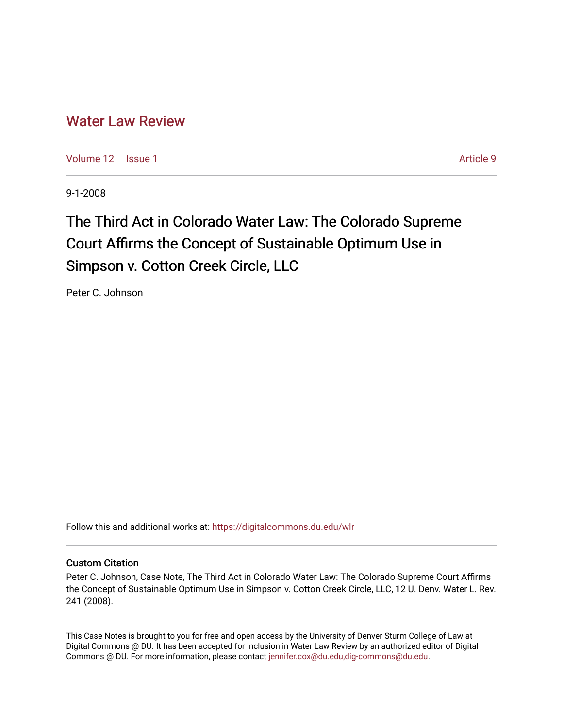# Water Law Review

Volume 12 | Issue 1 | Article 9

9-1-2008

## The Third Act in Colorado Water Law: The Colorado Supreme Court Affirms the Concept of Sustainable Optimum Use in Simpson v. Cotton Creek Circle, LLC

Peter C. Johnson

Follow this and additional works at: https://digitalcommons.du.edu/wlr

### Custom Citation

Peter C. Johnson, Case Note, The Third Act in Colorado Water Law: The Colorado Supreme Court Affirms the Concept of Sustainable Optimum Use in Simpson v. Cotton Creek Circle, LLC, 12 U. Denv. Water L. Rev. 241 (2008).

This Case Notes is brought to you for free and open access by the University of Denver Sturm College of Law at Digital Commons @ DU. It has been accepted for inclusion in Water Law Review by an authorized editor of Digital Commons @ DU. For more information, please contact jennifer.cox@du.edu,dig-commons@du.edu.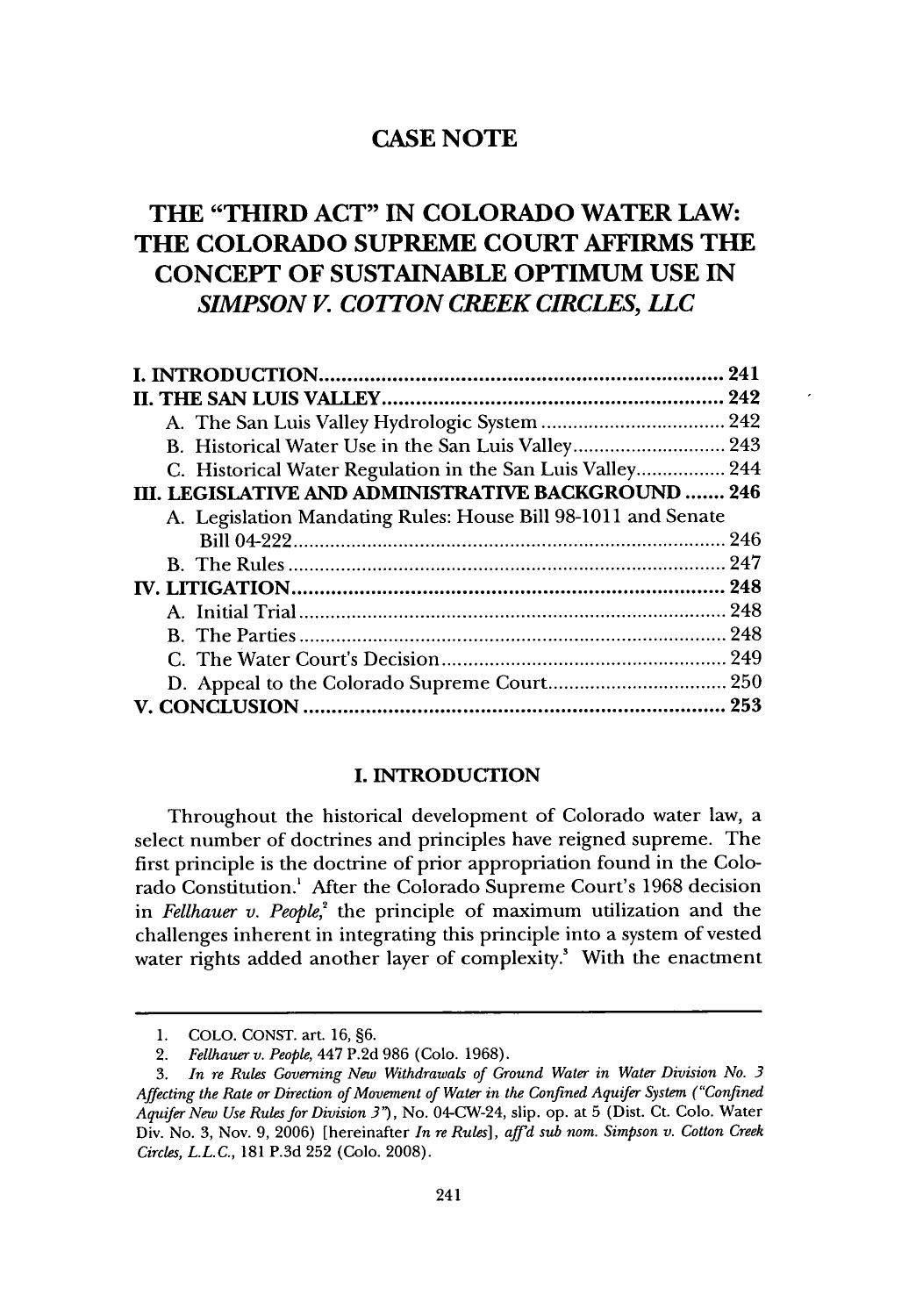# CASE NOTE

# THE "THIRD ACT" IN COLORADO WATER LAW: THE COLORADO SUPREME COURT AFFIRMS THE CONCEPT OF SUSTAINABLE OPTIMUM USE IN *SIMPSON V. COTTON CREEK CIRCLES, LLC*

I. INTRODUCTION .......................................................................... 241
II. THE SAN LUIS VALLEY .............................................................. 242
  A. The San Luis Valley Hydrologic System .................................. 242
  B. Historical Water Use in the San Luis Valley ............................ 243
  C. Historical Water Regulation in the San Luis Valley ................. 244
III. LEGISLATIVE AND ADMINISTRATIVE BACKGROUND ....... 246
  A. Legislation Mandating Rules: House Bill 98-1011 and Senate Bill 04-222 .................................................................................. 246
  B. The Rules ................................................................................. 247
IV. LITIGATION ............................................................................ 248
  A. Initial Trial ............................................................................... 248
  B. The Parties ............................................................................... 248
  C. The Water Court's Decision ..................................................... 249
  D. Appeal to the Colorado Supreme Court .................................. 250
V. CONCLUSION .......................................................................... 253

## I. INTRODUCTION

Throughout the historical development of Colorado water law, a select number of doctrines and principles have reigned supreme. The first principle is the doctrine of prior appropriation found in the Colorado Constitution.[1] After the Colorado Supreme Court's 1968 decision in *Fellhauer v. People*,[2] the principle of maximum utilization and the challenges inherent in integrating this principle into a system of vested water rights added another layer of complexity.[3] With the enactment

---

1. COLO. CONST. art. 16, §6.
2. *Fellhauer v. People*, 447 P.2d 986 (Colo. 1968).
3. *In re Rules Governing New Withdrawals of Ground Water in Water Division No. 3 Affecting the Rate or Direction of Movement of Water in the Confined Aquifer System ("Confined Aquifer New Use Rules for Division 3")*, No. 04-CW-24, slip. op. at 5 (Dist. Ct. Colo. Water Div. No. 3, Nov. 9, 2006) [hereinafter *In re Rules*], *aff'd sub nom. Simpson v. Cotton Creek Circles, L.L.C.*, 181 P.3d 252 (Colo. 2008).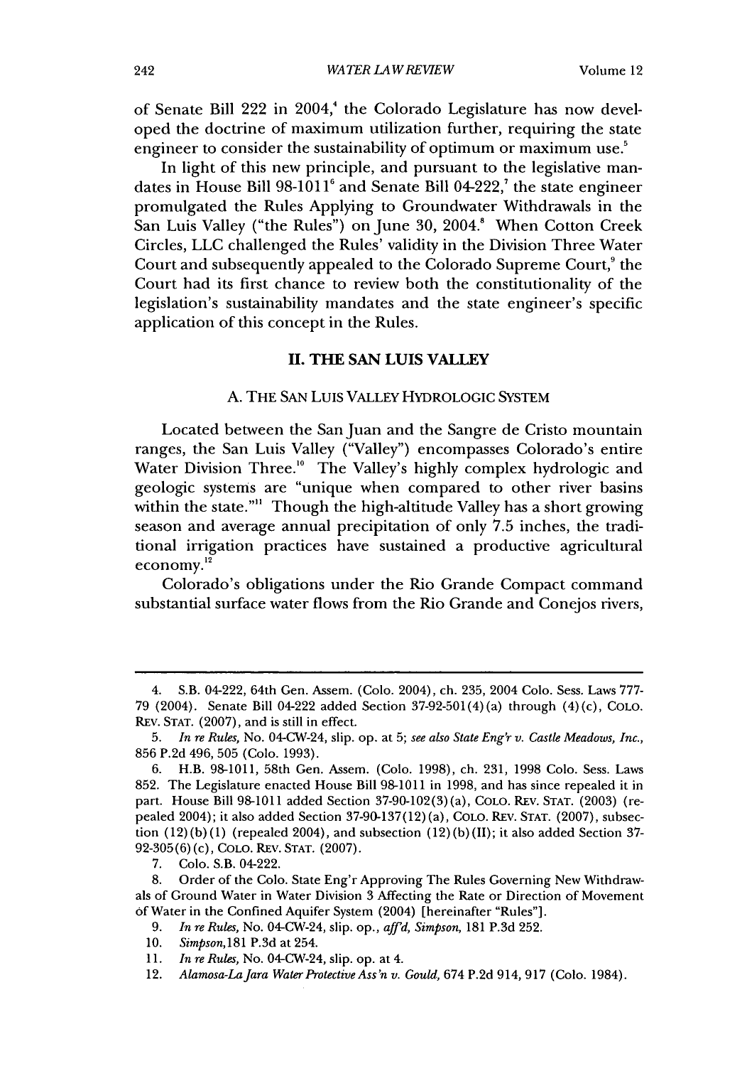of Senate Bill 222 in 2004,[4] the Colorado Legislature has now developed the doctrine of maximum utilization further, requiring the state engineer to consider the sustainability of optimum or maximum use.[5]

In light of this new principle, and pursuant to the legislative mandates in House Bill 98-1011[6] and Senate Bill 04-222,[7] the state engineer promulgated the Rules Applying to Groundwater Withdrawals in the San Luis Valley ("the Rules") on June 30, 2004.[8] When Cotton Creek Circles, LLC challenged the Rules' validity in the Division Three Water Court and subsequently appealed to the Colorado Supreme Court,[9] the Court had its first chance to review both the constitutionality of the legislation's sustainability mandates and the state engineer's specific application of this concept in the Rules.

## II. THE SAN LUIS VALLEY

### A. THE SAN LUIS VALLEY HYDROLOGIC SYSTEM

Located between the San Juan and the Sangre de Cristo mountain ranges, the San Luis Valley ("Valley") encompasses Colorado's entire Water Division Three.[10] The Valley's highly complex hydrologic and geologic systems are "unique when compared to other river basins within the state."[11] Though the high-altitude Valley has a short growing season and average annual precipitation of only 7.5 inches, the traditional irrigation practices have sustained a productive agricultural economy.[12]

Colorado's obligations under the Rio Grande Compact command substantial surface water flows from the Rio Grande and Conejos rivers,

---

4. S.B. 04-222, 64th Gen. Assem. (Colo. 2004), ch. 235, 2004 Colo. Sess. Laws 777-79 (2004). Senate Bill 04-222 added Section 37-92-501(4)(a) through (4)(c), COLO. REV. STAT. (2007), and is still in effect.

5. *In re Rules*, No. 04-CW-24, slip. op. at 5; *see also State Eng'r v. Castle Meadows, Inc.*, 856 P.2d 496, 505 (Colo. 1993).

6. H.B. 98-1011, 58th Gen. Assem. (Colo. 1998), ch. 231, 1998 Colo. Sess. Laws 852. The Legislature enacted House Bill 98-1011 in 1998, and has since repealed it in part. House Bill 98-1011 added Section 37-90-102(3)(a), COLO. REV. STAT. (2003) (repealed 2004); it also added Section 37-90-137(12)(a), COLO. REV. STAT. (2007), subsection (12)(b)(I) (repealed 2004), and subsection (12)(b)(II); it also added Section 37-92-305(6)(c), COLO. REV. STAT. (2007).

7. Colo. S.B. 04-222.

8. Order of the Colo. State Eng'r Approving The Rules Governing New Withdrawals of Ground Water in Water Division 3 Affecting the Rate or Direction of Movement of Water in the Confined Aquifer System (2004) [hereinafter "Rules"].

9. *In re Rules*, No. 04-CW-24, slip. op., *aff'd*, *Simpson*, 181 P.3d 252.

10. *Simpson*, 181 P.3d at 254.

11. *In re Rules*, No. 04-CW-24, slip. op. at 4.

12. *Alamosa-La Jara Water Protective Ass'n v. Gould*, 674 P.2d 914, 917 (Colo. 1984).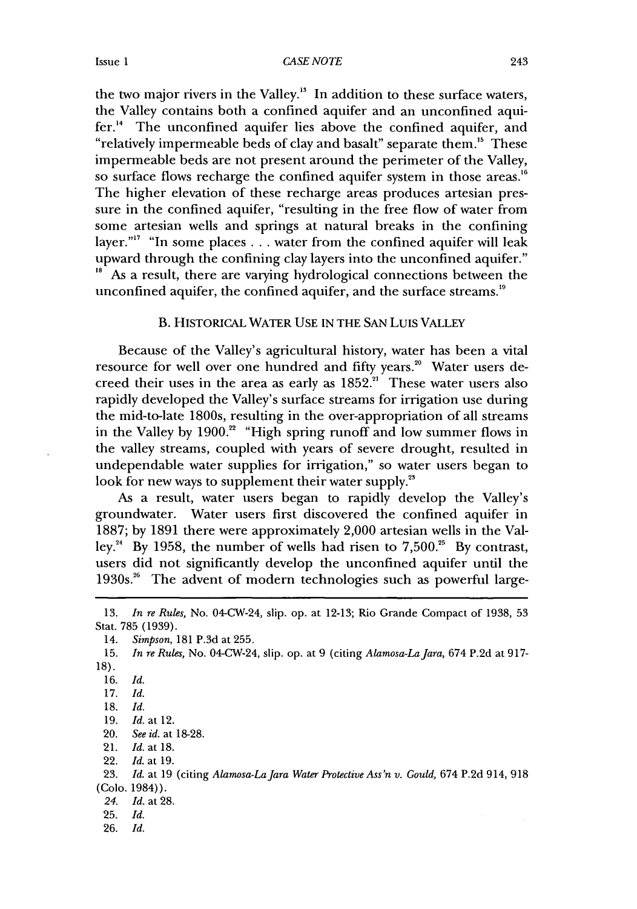the two major rivers in the Valley.[13] In addition to these surface waters, the Valley contains both a confined aquifer and an unconfined aquifer.[14] The unconfined aquifer lies above the confined aquifer, and "relatively impermeable beds of clay and basalt" separate them.[15] These impermeable beds are not present around the perimeter of the Valley, so surface flows recharge the confined aquifer system in those areas.[16] The higher elevation of these recharge areas produces artesian pressure in the confined aquifer, "resulting in the free flow of water from some artesian wells and springs at natural breaks in the confining layer."[17] "In some places . . . water from the confined aquifer will leak upward through the confining clay layers into the unconfined aquifer."[18] As a result, there are varying hydrological connections between the unconfined aquifer, the confined aquifer, and the surface streams.[19]

### B. HISTORICAL WATER USE IN THE SAN LUIS VALLEY

Because of the Valley's agricultural history, water has been a vital resource for well over one hundred and fifty years.[20] Water users decreed their uses in the area as early as 1852.[21] These water users also rapidly developed the Valley's surface streams for irrigation use during the mid-to-late 1800s, resulting in the over-appropriation of all streams in the Valley by 1900.[22] "High spring runoff and low summer flows in the valley streams, coupled with years of severe drought, resulted in undependable water supplies for irrigation," so water users began to look for new ways to supplement their water supply.[23]

As a result, water users began to rapidly develop the Valley's groundwater. Water users first discovered the confined aquifer in 1887; by 1891 there were approximately 2,000 artesian wells in the Valley.[24] By 1958, the number of wells had risen to 7,500.[25] By contrast, users did not significantly develop the unconfined aquifer until the 1930s.[26] The advent of modern technologies such as powerful large-

---

13. *In re Rules*, No. 04-CW-24, slip. op. at 12-13; Rio Grande Compact of 1938, 53 Stat. 785 (1939).

14. *Simpson*, 181 P.3d at 255.

15. *In re Rules*, No. 04-CW-24, slip. op. at 9 (citing *Alamosa-La Jara*, 674 P.2d at 917-18).

16. *Id.*

17. *Id.*

18. *Id.*

19. *Id.* at 12.

20. *See id.* at 18-28.

21. *Id.* at 18.

22. *Id.* at 19.

23. *Id.* at 19 (citing *Alamosa-La Jara Water Protective Ass'n v. Gould*, 674 P.2d 914, 918 (Colo. 1984)).

24. *Id.* at 28.

25. *Id.*

26. *Id.*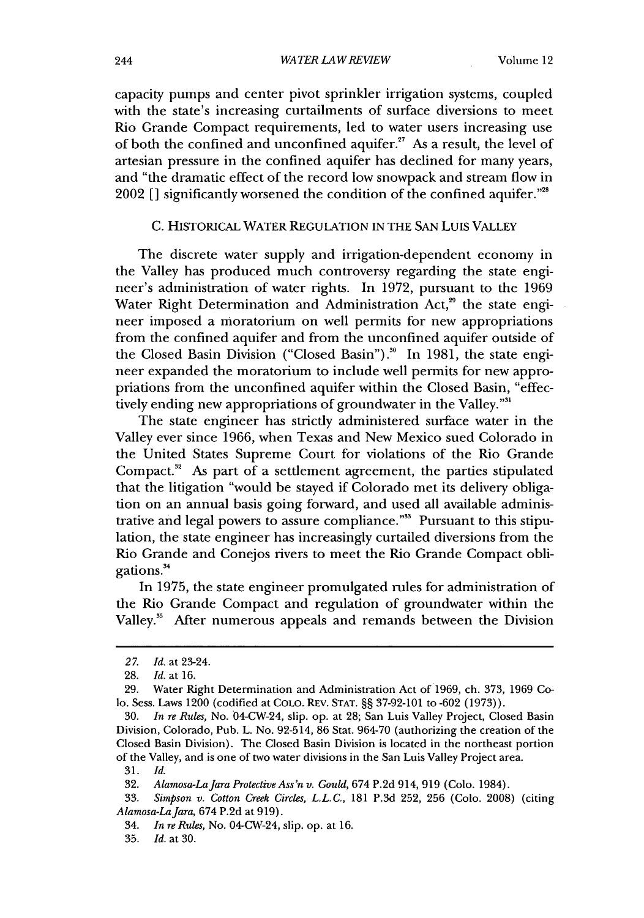capacity pumps and center pivot sprinkler irrigation systems, coupled with the state's increasing curtailments of surface diversions to meet Rio Grande Compact requirements, led to water users increasing use of both the confined and unconfined aquifer.[27] As a result, the level of artesian pressure in the confined aquifer has declined for many years, and "the dramatic effect of the record low snowpack and stream flow in 2002 [] significantly worsened the condition of the confined aquifer."[28]

### C. HISTORICAL WATER REGULATION IN THE SAN LUIS VALLEY

The discrete water supply and irrigation-dependent economy in the Valley has produced much controversy regarding the state engineer's administration of water rights. In 1972, pursuant to the 1969 Water Right Determination and Administration Act,[29] the state engineer imposed a moratorium on well permits for new appropriations from the confined aquifer and from the unconfined aquifer outside of the Closed Basin Division ("Closed Basin").[30] In 1981, the state engineer expanded the moratorium to include well permits for new appropriations from the unconfined aquifer within the Closed Basin, "effectively ending new appropriations of groundwater in the Valley."[31]

The state engineer has strictly administered surface water in the Valley ever since 1966, when Texas and New Mexico sued Colorado in the United States Supreme Court for violations of the Rio Grande Compact.[32] As part of a settlement agreement, the parties stipulated that the litigation "would be stayed if Colorado met its delivery obligation on an annual basis going forward, and used all available administrative and legal powers to assure compliance."[33] Pursuant to this stipulation, the state engineer has increasingly curtailed diversions from the Rio Grande and Conejos rivers to meet the Rio Grande Compact obligations.[34]

In 1975, the state engineer promulgated rules for administration of the Rio Grande Compact and regulation of groundwater within the Valley.[35] After numerous appeals and remands between the Division

---

27. *Id.* at 23-24.

28. *Id.* at 16.

29. Water Right Determination and Administration Act of 1969, ch. 373, 1969 Colo. Sess. Laws 1200 (codified at COLO. REV. STAT. §§ 37-92-101 to -602 (1973)).

30. *In re Rules*, No. 04-CW-24, slip. op. at 28; San Luis Valley Project, Closed Basin Division, Colorado, Pub. L. No. 92-514, 86 Stat. 964-70 (authorizing the creation of the Closed Basin Division). The Closed Basin Division is located in the northeast portion of the Valley, and is one of two water divisions in the San Luis Valley Project area.

31. *Id.*

32. *Alamosa-La Jara Protective Ass'n v. Gould*, 674 P.2d 914, 919 (Colo. 1984).

33. *Simpson v. Cotton Creek Circles, L.L.C.*, 181 P.3d 252, 256 (Colo. 2008) (citing *Alamosa-La Jara*, 674 P.2d at 919).

34. *In re Rules*, No. 04-CW-24, slip. op. at 16.

35. *Id.* at 30.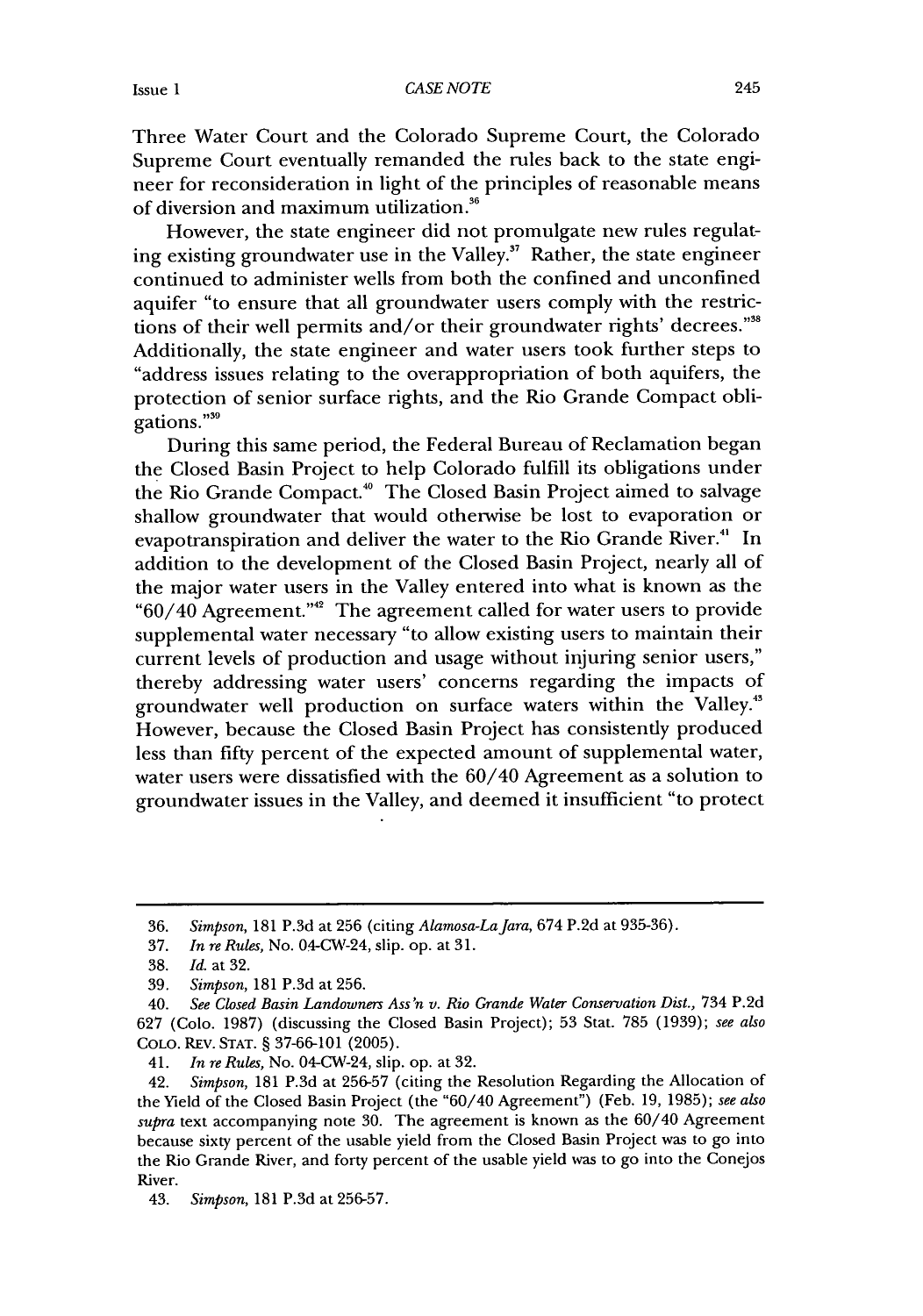Three Water Court and the Colorado Supreme Court, the Colorado Supreme Court eventually remanded the rules back to the state engineer for reconsideration in light of the principles of reasonable means of diversion and maximum utilization.[36]

However, the state engineer did not promulgate new rules regulating existing groundwater use in the Valley.[37] Rather, the state engineer continued to administer wells from both the confined and unconfined aquifer "to ensure that all groundwater users comply with the restrictions of their well permits and/or their groundwater rights' decrees."[38] Additionally, the state engineer and water users took further steps to "address issues relating to the overappropriation of both aquifers, the protection of senior surface rights, and the Rio Grande Compact obligations."[39]

During this same period, the Federal Bureau of Reclamation began the Closed Basin Project to help Colorado fulfill its obligations under the Rio Grande Compact.[40] The Closed Basin Project aimed to salvage shallow groundwater that would otherwise be lost to evaporation or evapotranspiration and deliver the water to the Rio Grande River.[41] In addition to the development of the Closed Basin Project, nearly all of the major water users in the Valley entered into what is known as the "60/40 Agreement."[42] The agreement called for water users to provide supplemental water necessary "to allow existing users to maintain their current levels of production and usage without injuring senior users," thereby addressing water users' concerns regarding the impacts of groundwater well production on surface waters within the Valley.[43] However, because the Closed Basin Project has consistently produced less than fifty percent of the expected amount of supplemental water, water users were dissatisfied with the 60/40 Agreement as a solution to groundwater issues in the Valley, and deemed it insufficient "to protect

---

36. *Simpson*, 181 P.3d at 256 (citing *Alamosa-La Jara*, 674 P.2d at 935-36).

37. *In re Rules*, No. 04-CW-24, slip. op. at 31.

38. *Id.* at 32.

39. *Simpson*, 181 P.3d at 256.

40. *See Closed Basin Landowners Ass'n v. Rio Grande Water Conservation Dist.*, 734 P.2d 627 (Colo. 1987) (discussing the Closed Basin Project); 53 Stat. 785 (1939); *see also* COLO. REV. STAT. § 37-66-101 (2005).

41. *In re Rules*, No. 04-CW-24, slip. op. at 32.

42. *Simpson*, 181 P.3d at 256-57 (citing the Resolution Regarding the Allocation of the Yield of the Closed Basin Project (the "60/40 Agreement") (Feb. 19, 1985); *see also supra* text accompanying note 30. The agreement is known as the 60/40 Agreement because sixty percent of the usable yield from the Closed Basin Project was to go into the Rio Grande River, and forty percent of the usable yield was to go into the Conejos River.

43. *Simpson*, 181 P.3d at 256-57.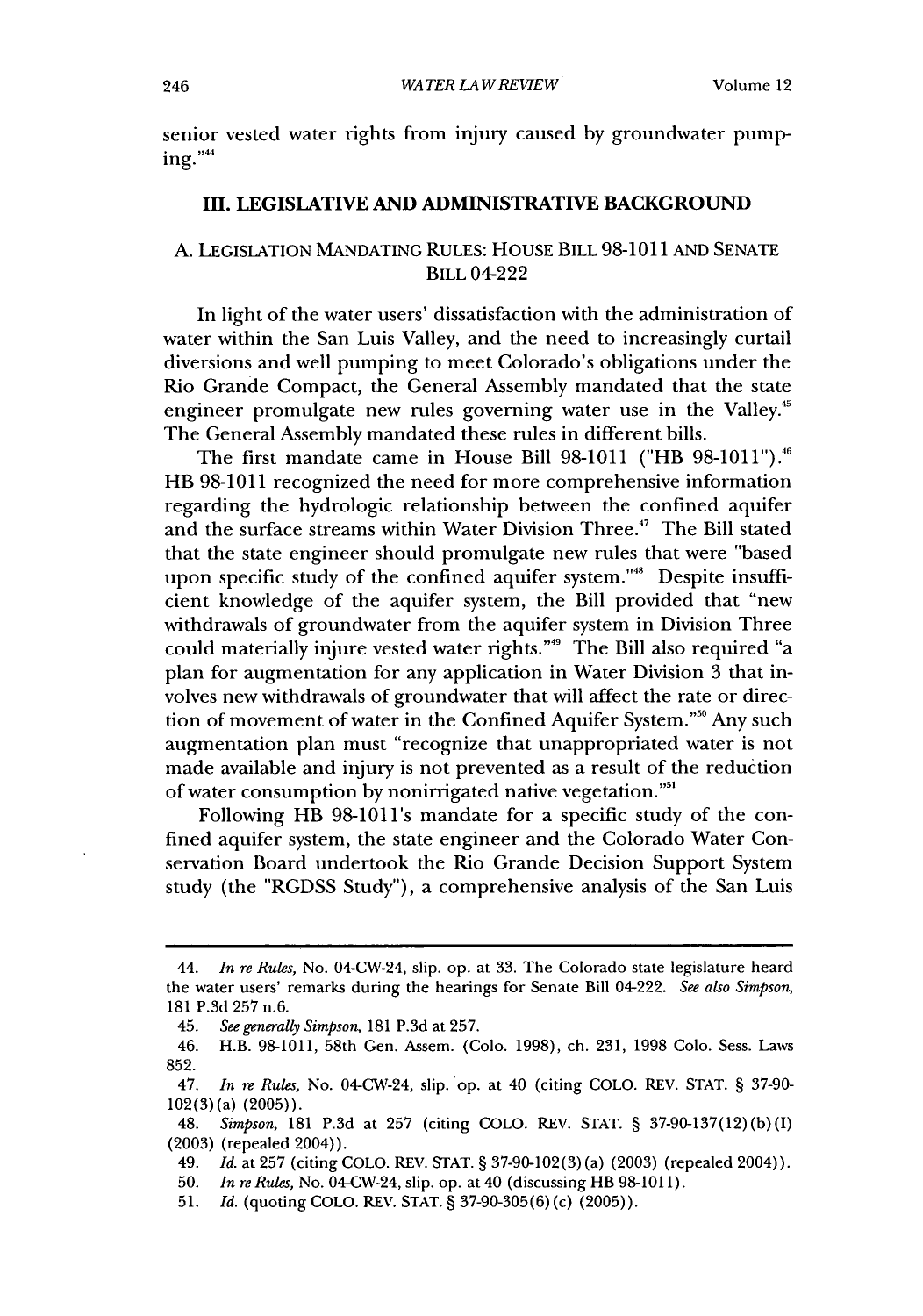senior vested water rights from injury caused by groundwater pumping."[44]

## III. LEGISLATIVE AND ADMINISTRATIVE BACKGROUND

### A. LEGISLATION MANDATING RULES: HOUSE BILL 98-1011 AND SENATE BILL 04-222

In light of the water users' dissatisfaction with the administration of water within the San Luis Valley, and the need to increasingly curtail diversions and well pumping to meet Colorado's obligations under the Rio Grande Compact, the General Assembly mandated that the state engineer promulgate new rules governing water use in the Valley.[45] The General Assembly mandated these rules in different bills.

The first mandate came in House Bill 98-1011 ("HB 98-1011").[46] HB 98-1011 recognized the need for more comprehensive information regarding the hydrologic relationship between the confined aquifer and the surface streams within Water Division Three.[47] The Bill stated that the state engineer should promulgate new rules that were "based upon specific study of the confined aquifer system."[48] Despite insufficient knowledge of the aquifer system, the Bill provided that "new withdrawals of groundwater from the aquifer system in Division Three could materially injure vested water rights."[49] The Bill also required "a plan for augmentation for any application in Water Division 3 that involves new withdrawals of groundwater that will affect the rate or direction of movement of water in the Confined Aquifer System."[50] Any such augmentation plan must "recognize that unappropriated water is not made available and injury is not prevented as a result of the reduction of water consumption by nonirrigated native vegetation."[51]

Following HB 98-1011's mandate for a specific study of the confined aquifer system, the state engineer and the Colorado Water Conservation Board undertook the Rio Grande Decision Support System study (the "RGDSS Study"), a comprehensive analysis of the San Luis

---

44. *In re Rules*, No. 04-CW-24, slip. op. at 33. The Colorado state legislature heard the water users' remarks during the hearings for Senate Bill 04-222. *See also Simpson*, 181 P.3d 257 n.6.

45. *See generally Simpson*, 181 P.3d at 257.

46. H.B. 98-1011, 58th Gen. Assem. (Colo. 1998), ch. 231, 1998 Colo. Sess. Laws 852.

47. *In re Rules*, No. 04-CW-24, slip. op. at 40 (citing COLO. REV. STAT. § 37-90-102(3)(a) (2005)).

48. *Simpson*, 181 P.3d at 257 (citing COLO. REV. STAT. § 37-90-137(12)(b)(I) (2003) (repealed 2004)).

49. *Id.* at 257 (citing COLO. REV. STAT. § 37-90-102(3)(a) (2003) (repealed 2004)).

50. *In re Rules*, No. 04-CW-24, slip. op. at 40 (discussing HB 98-1011).

51. *Id.* (quoting COLO. REV. STAT. § 37-90-305(6)(c) (2005)).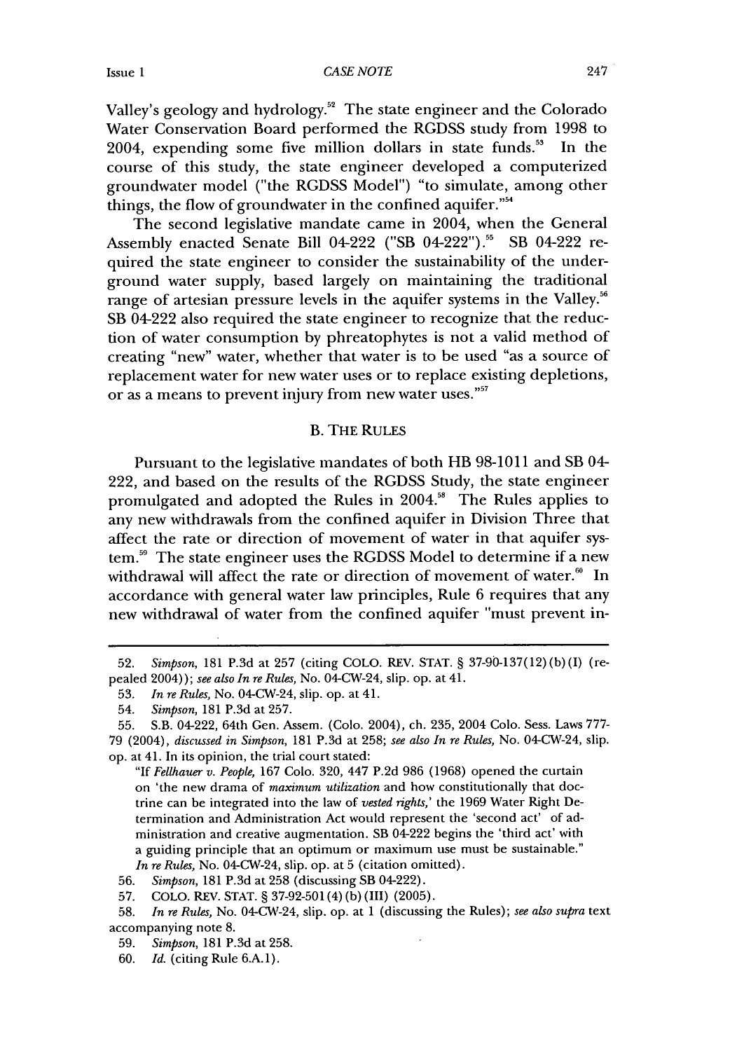Valley's geology and hydrology.[52] The state engineer and the Colorado Water Conservation Board performed the RGDSS study from 1998 to 2004, expending some five million dollars in state funds.[53] In the course of this study, the state engineer developed a computerized groundwater model ("the RGDSS Model") "to simulate, among other things, the flow of groundwater in the confined aquifer."[54]

The second legislative mandate came in 2004, when the General Assembly enacted Senate Bill 04-222 ("SB 04-222").[55] SB 04-222 required the state engineer to consider the sustainability of the underground water supply, based largely on maintaining the traditional range of artesian pressure levels in the aquifer systems in the Valley.[56] SB 04-222 also required the state engineer to recognize that the reduction of water consumption by phreatophytes is not a valid method of creating "new" water, whether that water is to be used "as a source of replacement water for new water uses or to replace existing depletions, or as a means to prevent injury from new water uses."[57]

### B. THE RULES

Pursuant to the legislative mandates of both HB 98-1011 and SB 04-222, and based on the results of the RGDSS Study, the state engineer promulgated and adopted the Rules in 2004.[58] The Rules applies to any new withdrawals from the confined aquifer in Division Three that affect the rate or direction of movement of water in that aquifer system.[59] The state engineer uses the RGDSS Model to determine if a new withdrawal will affect the rate or direction of movement of water.[60] In accordance with general water law principles, Rule 6 requires that any new withdrawal of water from the confined aquifer "must prevent in-

---

52. *Simpson*, 181 P.3d at 257 (citing COLO. REV. STAT. § 37-90-137(12)(b)(I) (repealed 2004)); *see also In re Rules*, No. 04-CW-24, slip. op. at 41.

53. *In re Rules*, No. 04-CW-24, slip. op. at 41.

54. *Simpson*, 181 P.3d at 257.

55. S.B. 04-222, 64th Gen. Assem. (Colo. 2004), ch. 235, 2004 Colo. Sess. Laws 777-79 (2004), *discussed in Simpson*, 181 P.3d at 258; *see also In re Rules*, No. 04-CW-24, slip. op. at 41. In its opinion, the trial court stated:

> "If *Fellhauer v. People*, 167 Colo. 320, 447 P.2d 986 (1968) opened the curtain on 'the new drama of *maximum utilization* and how constitutionally that doctrine can be integrated into the law of *vested rights*,' the 1969 Water Right Determination and Administration Act would represent the 'second act' of administration and creative augmentation. SB 04-222 begins the 'third act' with a guiding principle that an optimum or maximum use must be sustainable." *In re Rules*, No. 04-CW-24, slip. op. at 5 (citation omitted).

56. *Simpson*, 181 P.3d at 258 (discussing SB 04-222).

57. COLO. REV. STAT. § 37-92-501(4)(b)(III) (2005).

58. *In re Rules*, No. 04-CW-24, slip. op. at 1 (discussing the Rules); *see also supra* text accompanying note 8.

59. *Simpson*, 181 P.3d at 258.

60. *Id.* (citing Rule 6.A.1).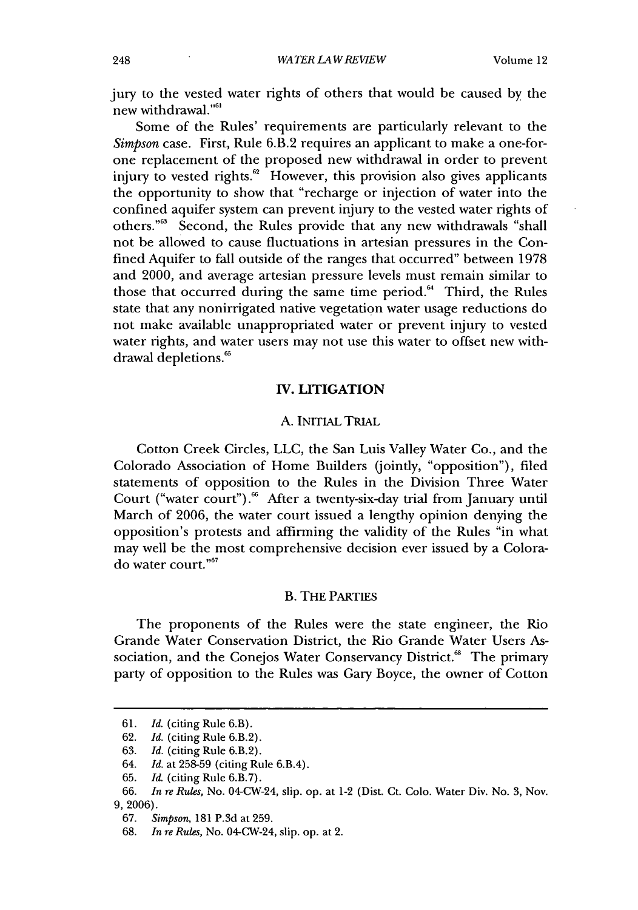jury to the vested water rights of others that would be caused by the new withdrawal."[61]

Some of the Rules' requirements are particularly relevant to the *Simpson* case. First, Rule 6.B.2 requires an applicant to make a one-for-one replacement of the proposed new withdrawal in order to prevent injury to vested rights.[62] However, this provision also gives applicants the opportunity to show that "recharge or injection of water into the confined aquifer system can prevent injury to the vested water rights of others."[63] Second, the Rules provide that any new withdrawals "shall not be allowed to cause fluctuations in artesian pressures in the Confined Aquifer to fall outside of the ranges that occurred" between 1978 and 2000, and average artesian pressure levels must remain similar to those that occurred during the same time period.[64] Third, the Rules state that any nonirrigated native vegetation water usage reductions do not make available unappropriated water or prevent injury to vested water rights, and water users may not use this water to offset new withdrawal depletions.[65]

## IV. LITIGATION

### A. INITIAL TRIAL

Cotton Creek Circles, LLC, the San Luis Valley Water Co., and the Colorado Association of Home Builders (jointly, "opposition"), filed statements of opposition to the Rules in the Division Three Water Court ("water court").[66] After a twenty-six-day trial from January until March of 2006, the water court issued a lengthy opinion denying the opposition's protests and affirming the validity of the Rules "in what may well be the most comprehensive decision ever issued by a Colorado water court."[67]

### B. THE PARTIES

The proponents of the Rules were the state engineer, the Rio Grande Water Conservation District, the Rio Grande Water Users Association, and the Conejos Water Conservancy District.[68] The primary party of opposition to the Rules was Gary Boyce, the owner of Cotton

---

61. *Id.* (citing Rule 6.B).
62. *Id.* (citing Rule 6.B.2).
63. *Id.* (citing Rule 6.B.2).
64. *Id.* at 258-59 (citing Rule 6.B.4).
65. *Id.* (citing Rule 6.B.7).
66. *In re Rules*, No. 04-CW-24, slip. op. at 1-2 (Dist. Ct. Colo. Water Div. No. 3, Nov. 9, 2006).
67. *Simpson*, 181 P.3d at 259.
68. *In re Rules*, No. 04-CW-24, slip. op. at 2.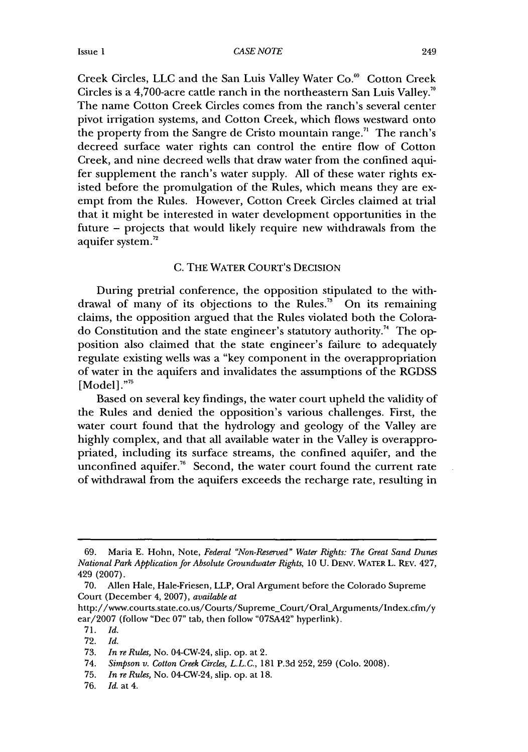Creek Circles, LLC and the San Luis Valley Water Co.[69] Cotton Creek Circles is a 4,700-acre cattle ranch in the northeastern San Luis Valley.[70] The name Cotton Creek Circles comes from the ranch's several center pivot irrigation systems, and Cotton Creek, which flows westward onto the property from the Sangre de Cristo mountain range.[71] The ranch's decreed surface water rights can control the entire flow of Cotton Creek, and nine decreed wells that draw water from the confined aquifer supplement the ranch's water supply. All of these water rights existed before the promulgation of the Rules, which means they are exempt from the Rules. However, Cotton Creek Circles claimed at trial that it might be interested in water development opportunities in the future – projects that would likely require new withdrawals from the aquifer system.[72]

### C. THE WATER COURT'S DECISION

During pretrial conference, the opposition stipulated to the withdrawal of many of its objections to the Rules.[73] On its remaining claims, the opposition argued that the Rules violated both the Colorado Constitution and the state engineer's statutory authority.[74] The opposition also claimed that the state engineer's failure to adequately regulate existing wells was a "key component in the overappropriation of water in the aquifers and invalidates the assumptions of the RGDSS [Model]."[75]

Based on several key findings, the water court upheld the validity of the Rules and denied the opposition's various challenges. First, the water court found that the hydrology and geology of the Valley are highly complex, and that all available water in the Valley is overappropriated, including its surface streams, the confined aquifer, and the unconfined aquifer.[76] Second, the water court found the current rate of withdrawal from the aquifers exceeds the recharge rate, resulting in

---

69. Maria E. Hohn, Note, *Federal "Non-Reserved" Water Rights: The Great Sand Dunes National Park Application for Absolute Groundwater Rights*, 10 U. DENV. WATER L. REV. 427, 429 (2007).

70. Allen Hale, Hale-Friesen, LLP, Oral Argument before the Colorado Supreme Court (December 4, 2007), *available at* http://www.courts.state.co.us/Courts/Supreme_Court/Oral_Arguments/Index.cfm/year/2007 (follow "Dec 07" tab, then follow "07SA42" hyperlink).

71. *Id.*

72. *Id.*

73. *In re Rules*, No. 04-CW-24, slip. op. at 2.

74. *Simpson v. Cotton Creek Circles, L.L.C.*, 181 P.3d 252, 259 (Colo. 2008).

75. *In re Rules*, No. 04-CW-24, slip. op. at 18.

76. *Id.* at 4.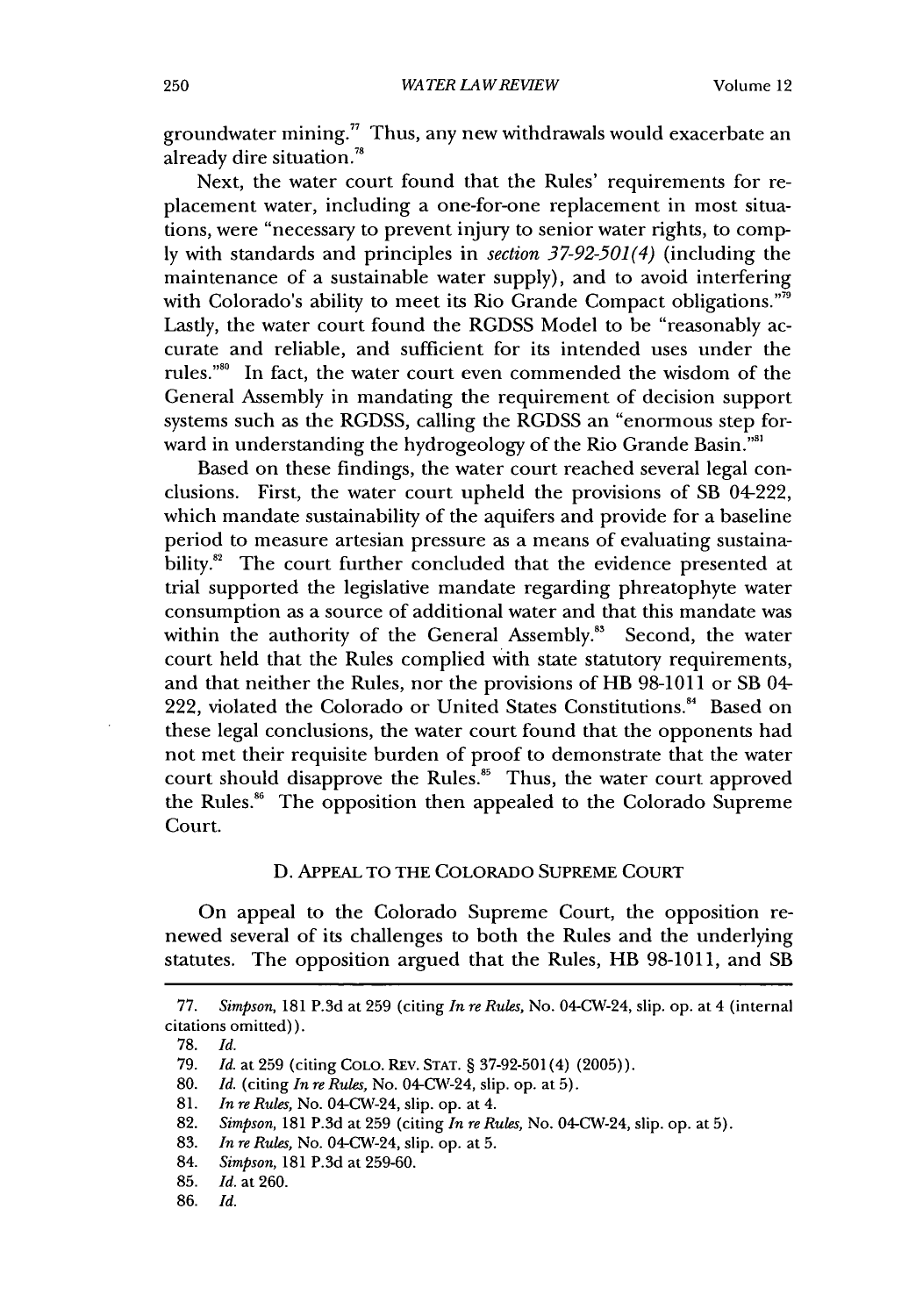groundwater mining.[77] Thus, any new withdrawals would exacerbate an already dire situation.[78]

Next, the water court found that the Rules' requirements for replacement water, including a one-for-one replacement in most situations, were "necessary to prevent injury to senior water rights, to comply with standards and principles in *section 37-92-501(4)* (including the maintenance of a sustainable water supply), and to avoid interfering with Colorado's ability to meet its Rio Grande Compact obligations."[79] Lastly, the water court found the RGDSS Model to be "reasonably accurate and reliable, and sufficient for its intended uses under the rules."[80] In fact, the water court even commended the wisdom of the General Assembly in mandating the requirement of decision support systems such as the RGDSS, calling the RGDSS an "enormous step forward in understanding the hydrogeology of the Rio Grande Basin."[81]

Based on these findings, the water court reached several legal conclusions. First, the water court upheld the provisions of SB 04-222, which mandate sustainability of the aquifers and provide for a baseline period to measure artesian pressure as a means of evaluating sustainability.[82] The court further concluded that the evidence presented at trial supported the legislative mandate regarding phreatophyte water consumption as a source of additional water and that this mandate was within the authority of the General Assembly.[83] Second, the water court held that the Rules complied with state statutory requirements, and that neither the Rules, nor the provisions of HB 98-1011 or SB 04-222, violated the Colorado or United States Constitutions.[84] Based on these legal conclusions, the water court found that the opponents had not met their requisite burden of proof to demonstrate that the water court should disapprove the Rules.[85] Thus, the water court approved the Rules.[86] The opposition then appealed to the Colorado Supreme Court.

### D. APPEAL TO THE COLORADO SUPREME COURT

On appeal to the Colorado Supreme Court, the opposition renewed several of its challenges to both the Rules and the underlying statutes. The opposition argued that the Rules, HB 98-1011, and SB

---

77. *Simpson*, 181 P.3d at 259 (citing *In re Rules*, No. 04-CW-24, slip. op. at 4 (internal citations omitted)).

78. *Id.*

79. *Id.* at 259 (citing COLO. REV. STAT. § 37-92-501(4) (2005)).

80. *Id.* (citing *In re Rules*, No. 04-CW-24, slip. op. at 5).

81. *In re Rules*, No. 04-CW-24, slip. op. at 4.

82. *Simpson*, 181 P.3d at 259 (citing *In re Rules*, No. 04-CW-24, slip. op. at 5).

83. *In re Rules*, No. 04-CW-24, slip. op. at 5.

84. *Simpson*, 181 P.3d at 259-60.

85. *Id.* at 260.

86. *Id.*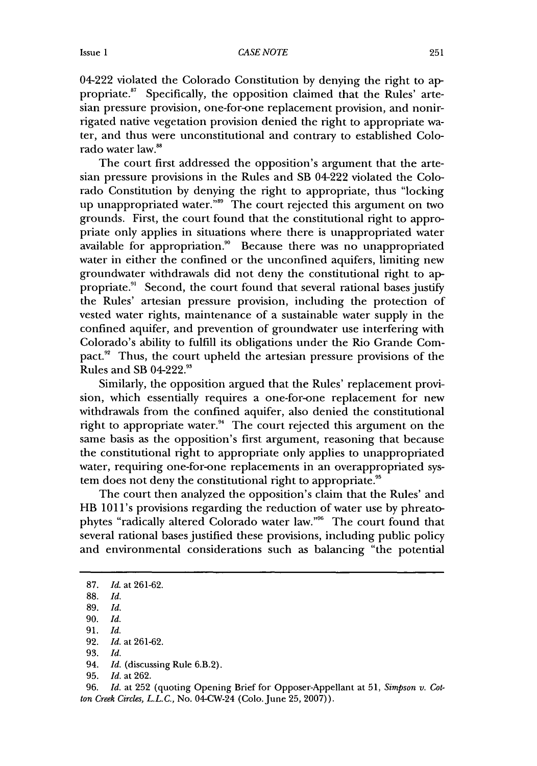04-222 violated the Colorado Constitution by denying the right to appropriate.[87] Specifically, the opposition claimed that the Rules' artesian pressure provision, one-for-one replacement provision, and nonirrigated native vegetation provision denied the right to appropriate water, and thus were unconstitutional and contrary to established Colorado water law.[88]

The court first addressed the opposition's argument that the artesian pressure provisions in the Rules and SB 04-222 violated the Colorado Constitution by denying the right to appropriate, thus "locking up unappropriated water."[89] The court rejected this argument on two grounds. First, the court found that the constitutional right to appropriate only applies in situations where there is unappropriated water available for appropriation.[90] Because there was no unappropriated water in either the confined or the unconfined aquifers, limiting new groundwater withdrawals did not deny the constitutional right to appropriate.[91] Second, the court found that several rational bases justify the Rules' artesian pressure provision, including the protection of vested water rights, maintenance of a sustainable water supply in the confined aquifer, and prevention of groundwater use interfering with Colorado's ability to fulfill its obligations under the Rio Grande Compact.[92] Thus, the court upheld the artesian pressure provisions of the Rules and SB 04-222.[93]

Similarly, the opposition argued that the Rules' replacement provision, which essentially requires a one-for-one replacement for new withdrawals from the confined aquifer, also denied the constitutional right to appropriate water.[94] The court rejected this argument on the same basis as the opposition's first argument, reasoning that because the constitutional right to appropriate only applies to unappropriated water, requiring one-for-one replacements in an overappropriated system does not deny the constitutional right to appropriate.[95]

The court then analyzed the opposition's claim that the Rules' and HB 1011's provisions regarding the reduction of water use by phreatophytes "radically altered Colorado water law."[96] The court found that several rational bases justified these provisions, including public policy and environmental considerations such as balancing "the potential

87. *Id.* at 261-62.
88. *Id.*
89. *Id.*
90. *Id.*
91. *Id.*
92. *Id.* at 261-62.
93. *Id.*
94. *Id.* (discussing Rule 6.B.2).
95. *Id.* at 262.
96. *Id.* at 252 (quoting Opening Brief for Opposer-Appellant at 51, *Simpson v. Cotton Creek Circles, L.L.C.*, No. 04-CW-24 (Colo. June 25, 2007)).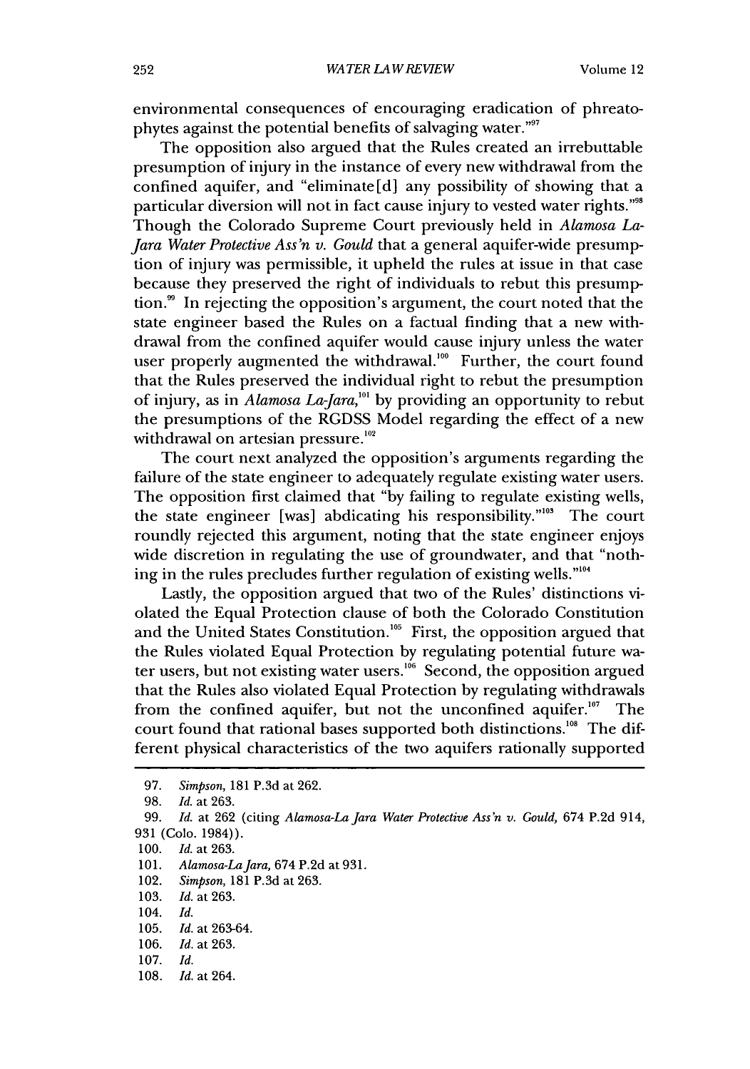environmental consequences of encouraging eradication of phreatophytes against the potential benefits of salvaging water."[97]

The opposition also argued that the Rules created an irrebuttable presumption of injury in the instance of every new withdrawal from the confined aquifer, and "eliminate[d] any possibility of showing that a particular diversion will not in fact cause injury to vested water rights."[98] Though the Colorado Supreme Court previously held in *Alamosa La-Jara Water Protective Ass'n v. Gould* that a general aquifer-wide presumption of injury was permissible, it upheld the rules at issue in that case because they preserved the right of individuals to rebut this presumption.[99] In rejecting the opposition's argument, the court noted that the state engineer based the Rules on a factual finding that a new withdrawal from the confined aquifer would cause injury unless the water user properly augmented the withdrawal.[100] Further, the court found that the Rules preserved the individual right to rebut the presumption of injury, as in *Alamosa La-Jara*,[101] by providing an opportunity to rebut the presumptions of the RGDSS Model regarding the effect of a new withdrawal on artesian pressure.[102]

The court next analyzed the opposition's arguments regarding the failure of the state engineer to adequately regulate existing water users. The opposition first claimed that "by failing to regulate existing wells, the state engineer [was] abdicating his responsibility."[103] The court roundly rejected this argument, noting that the state engineer enjoys wide discretion in regulating the use of groundwater, and that "nothing in the rules precludes further regulation of existing wells."[104]

Lastly, the opposition argued that two of the Rules' distinctions violated the Equal Protection clause of both the Colorado Constitution and the United States Constitution.[105] First, the opposition argued that the Rules violated Equal Protection by regulating potential future water users, but not existing water users.[106] Second, the opposition argued that the Rules also violated Equal Protection by regulating withdrawals from the confined aquifer, but not the unconfined aquifer.[107] The court found that rational bases supported both distinctions.[108] The different physical characteristics of the two aquifers rationally supported

---

97. *Simpson*, 181 P.3d at 262.
98. *Id.* at 263.
99. *Id.* at 262 (citing *Alamosa-La Jara Water Protective Ass'n v. Gould*, 674 P.2d 914, 931 (Colo. 1984)).
100. *Id.* at 263.
101. *Alamosa-La Jara*, 674 P.2d at 931.
102. *Simpson*, 181 P.3d at 263.
103. *Id.* at 263.
104. *Id.*
105. *Id.* at 263-64.
106. *Id.* at 263.
107. *Id.*
108. *Id.* at 264.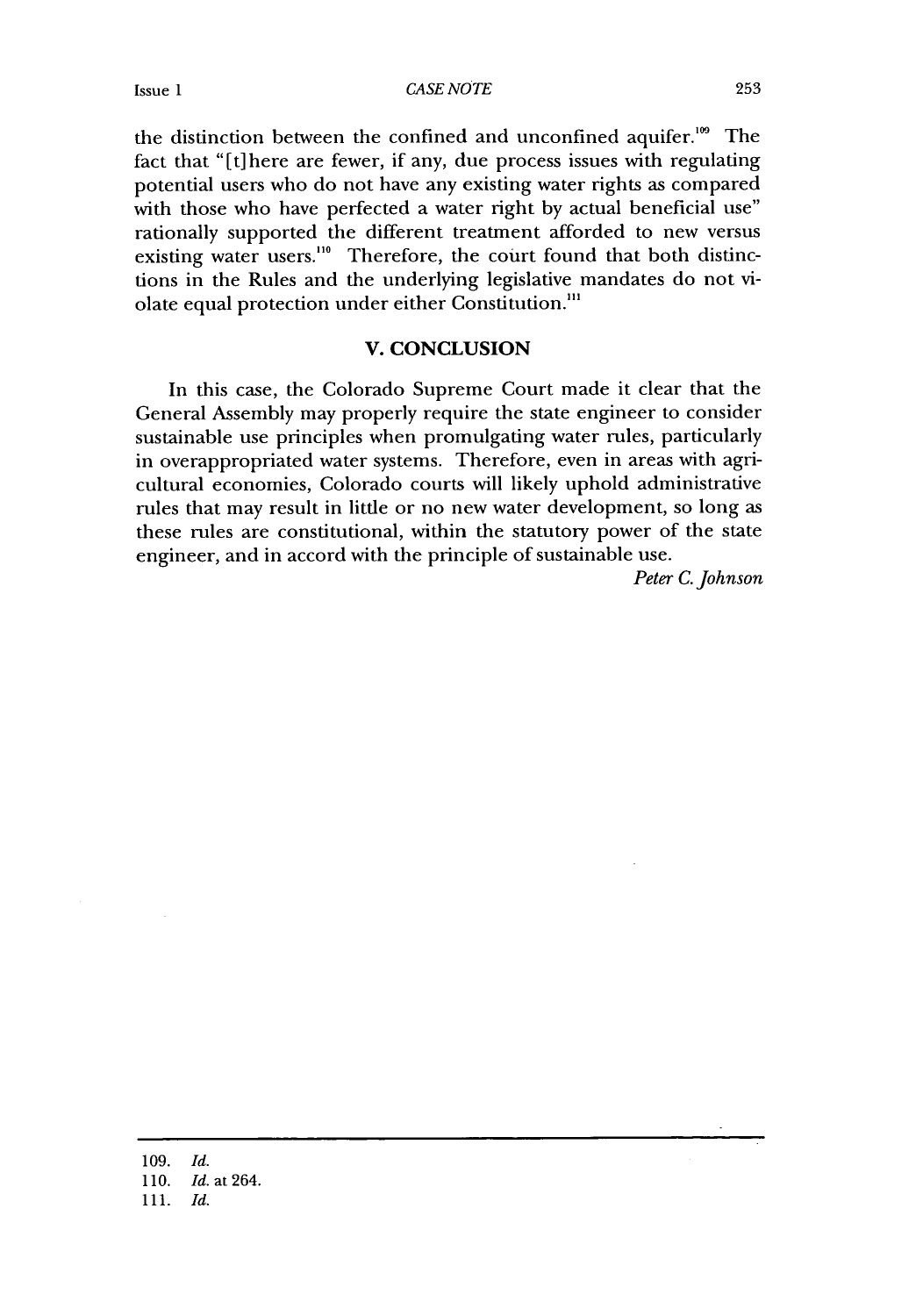the distinction between the confined and unconfined aquifer.[109] The fact that "[t]here are fewer, if any, due process issues with regulating potential users who do not have any existing water rights as compared with those who have perfected a water right by actual beneficial use" rationally supported the different treatment afforded to new versus existing water users.[110] Therefore, the court found that both distinctions in the Rules and the underlying legislative mandates do not violate equal protection under either Constitution.[111]

## V. CONCLUSION

In this case, the Colorado Supreme Court made it clear that the General Assembly may properly require the state engineer to consider sustainable use principles when promulgating water rules, particularly in overappropriated water systems. Therefore, even in areas with agricultural economies, Colorado courts will likely uphold administrative rules that may result in little or no new water development, so long as these rules are constitutional, within the statutory power of the state engineer, and in accord with the principle of sustainable use.

*Peter C. Johnson*

---

109. *Id.*
110. *Id.* at 264.
111. *Id.*